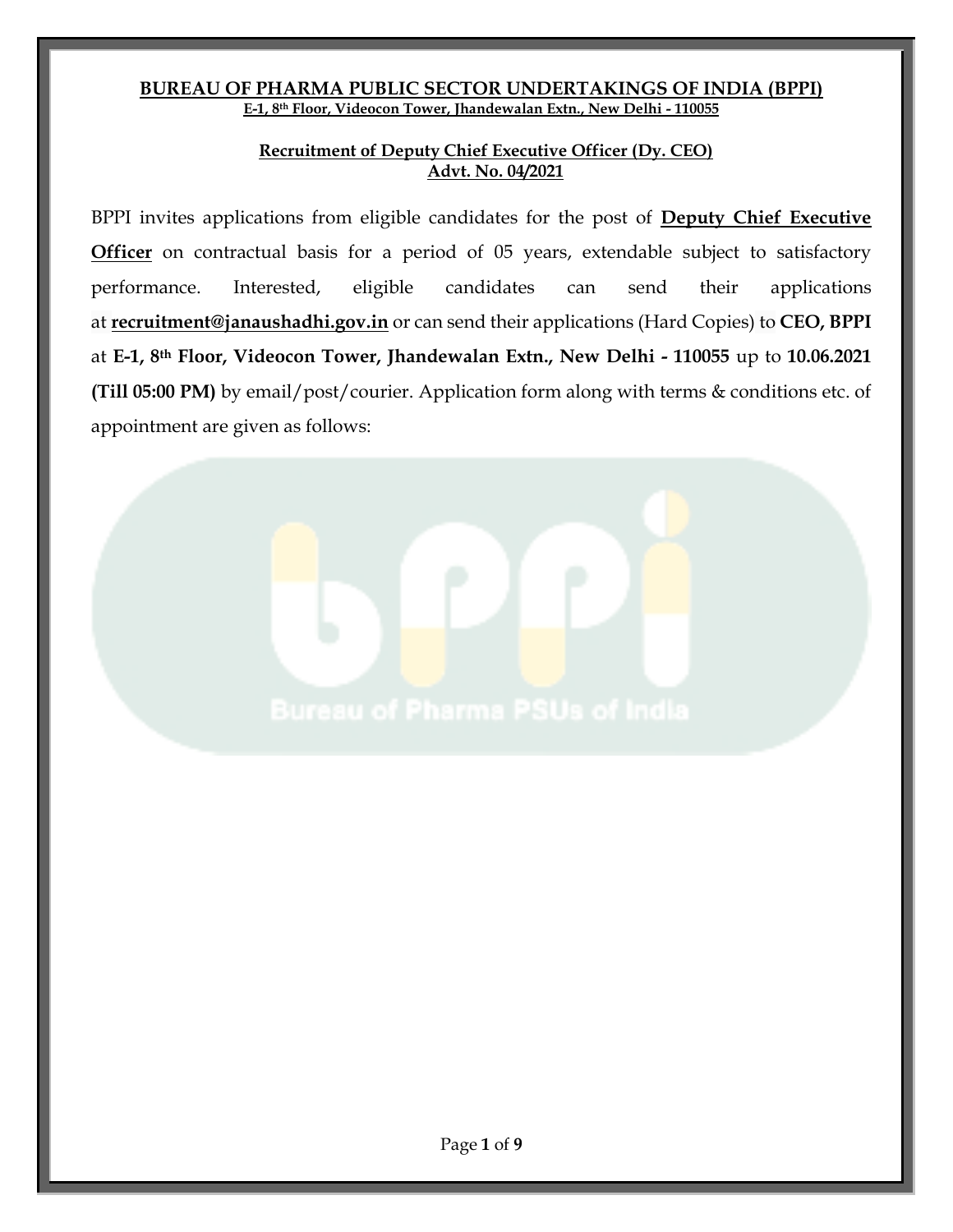# BUREAU OF PHARMA PUBLIC SECTOR UNDERTAKINGS OF INDIA (BPPI)

**E-1, 8th Floor, Videocon Tower, Jhandewalan Extn., New Delhi - 110055**

## Recruitment of Deputy Chief Executive Officer (Dy. CEO)
## Advt. No. 04/2021

BPPI invites applications from eligible candidates for the post of **Deputy Chief Executive Officer** on contractual basis for a period of 05 years, extendable subject to satisfactory performance. Interested, eligible candidates can send their applications at **recruitment@janaushadhi.gov.in** or can send their applications (Hard Copies) to **CEO, BPPI** at **E-1, 8th Floor, Videocon Tower, Jhandewalan Extn., New Delhi - 110055** up to **10.06.2021 (Till 05:00 PM)** by email/post/courier. Application form along with terms & conditions etc. of appointment are given as follows: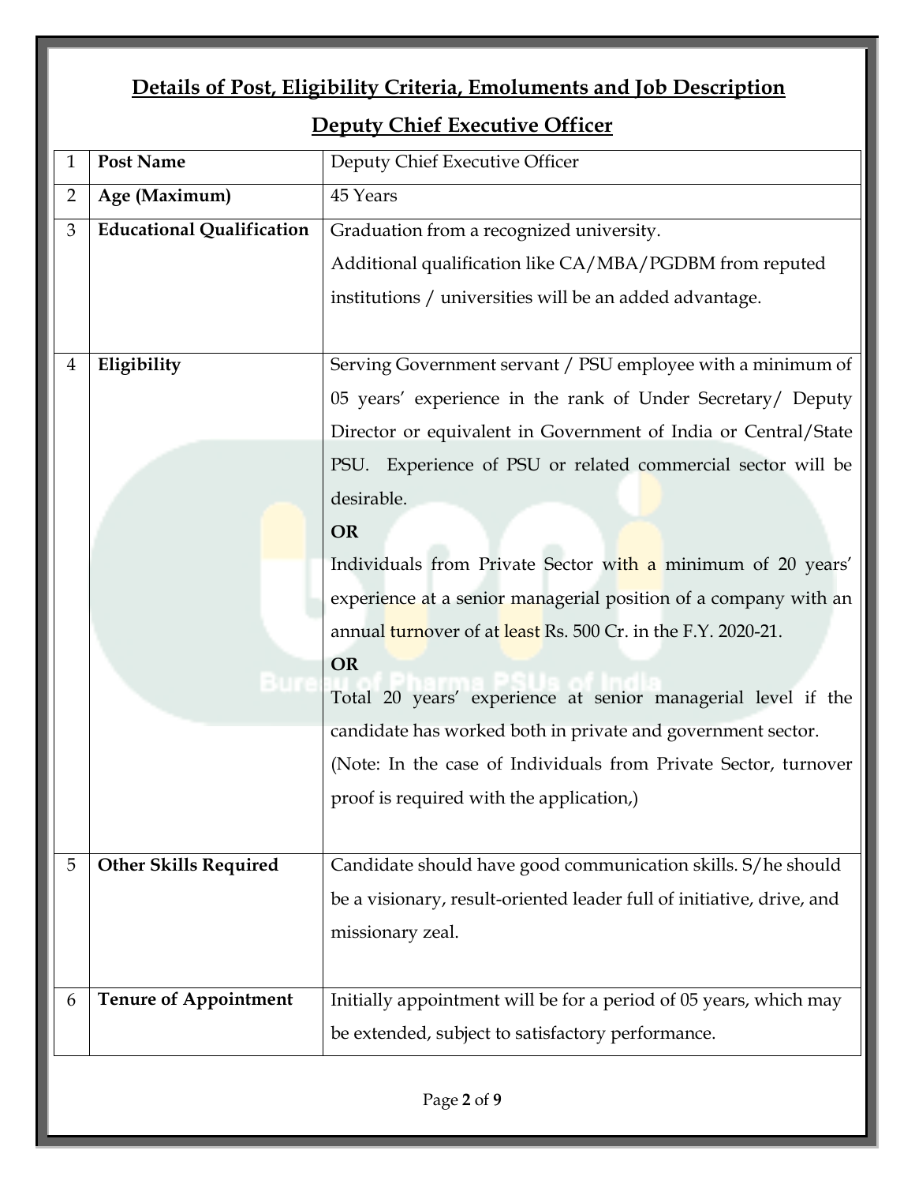## Details of Post, Eligibility Criteria, Emoluments and Job Description

## Deputy Chief Executive Officer

| | | |
|---|---|---|
| 1 | **Post Name** | Deputy Chief Executive Officer |
| 2 | **Age (Maximum)** | 45 Years |
| 3 | **Educational Qualification** | Graduation from a recognized university.<br>Additional qualification like CA/MBA/PGDBM from reputed institutions / universities will be an added advantage. |
| 4 | **Eligibility** | Serving Government servant / PSU employee with a minimum of 05 years' experience in the rank of Under Secretary/ Deputy Director or equivalent in Government of India or Central/State PSU. Experience of PSU or related commercial sector will be desirable.<br>**OR**<br>Individuals from Private Sector with a minimum of 20 years' experience at a senior managerial position of a company with an annual turnover of at least Rs. 500 Cr. in the F.Y. 2020-21.<br>**OR**<br>Total 20 years' experience at senior managerial level if the candidate has worked both in private and government sector.<br>(Note: In the case of Individuals from Private Sector, turnover proof is required with the application,) |
| 5 | **Other Skills Required** | Candidate should have good communication skills. S/he should be a visionary, result-oriented leader full of initiative, drive, and missionary zeal. |
| 6 | **Tenure of Appointment** | Initially appointment will be for a period of 05 years, which may be extended, subject to satisfactory performance. |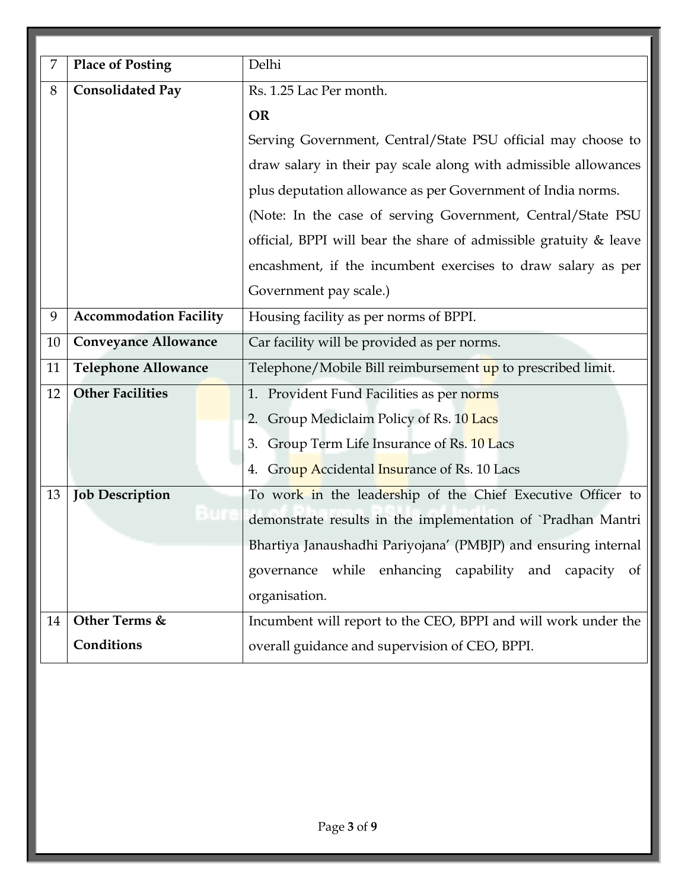| 7 | **Place of Posting** | Delhi |
|---|---|---|
| 8 | **Consolidated Pay** | Rs. 1.25 Lac Per month.<br>**OR**<br>Serving Government, Central/State PSU official may choose to draw salary in their pay scale along with admissible allowances plus deputation allowance as per Government of India norms.<br>(Note: In the case of serving Government, Central/State PSU official, BPPI will bear the share of admissible gratuity & leave encashment, if the incumbent exercises to draw salary as per Government pay scale.) |
| 9 | **Accommodation Facility** | Housing facility as per norms of BPPI. |
| 10 | **Conveyance Allowance** | Car facility will be provided as per norms. |
| 11 | **Telephone Allowance** | Telephone/Mobile Bill reimbursement up to prescribed limit. |
| 12 | **Other Facilities** | 1. Provident Fund Facilities as per norms<br>2. Group Mediclaim Policy of Rs. 10 Lacs<br>3. Group Term Life Insurance of Rs. 10 Lacs<br>4. Group Accidental Insurance of Rs. 10 Lacs |
| 13 | **Job Description** | To work in the leadership of the Chief Executive Officer to demonstrate results in the implementation of `Pradhan Mantri Bhartiya Janaushadhi Pariyojana' (PMBJP) and ensuring internal governance while enhancing capability and capacity of organisation. |
| 14 | **Other Terms & Conditions** | Incumbent will report to the CEO, BPPI and will work under the overall guidance and supervision of CEO, BPPI. |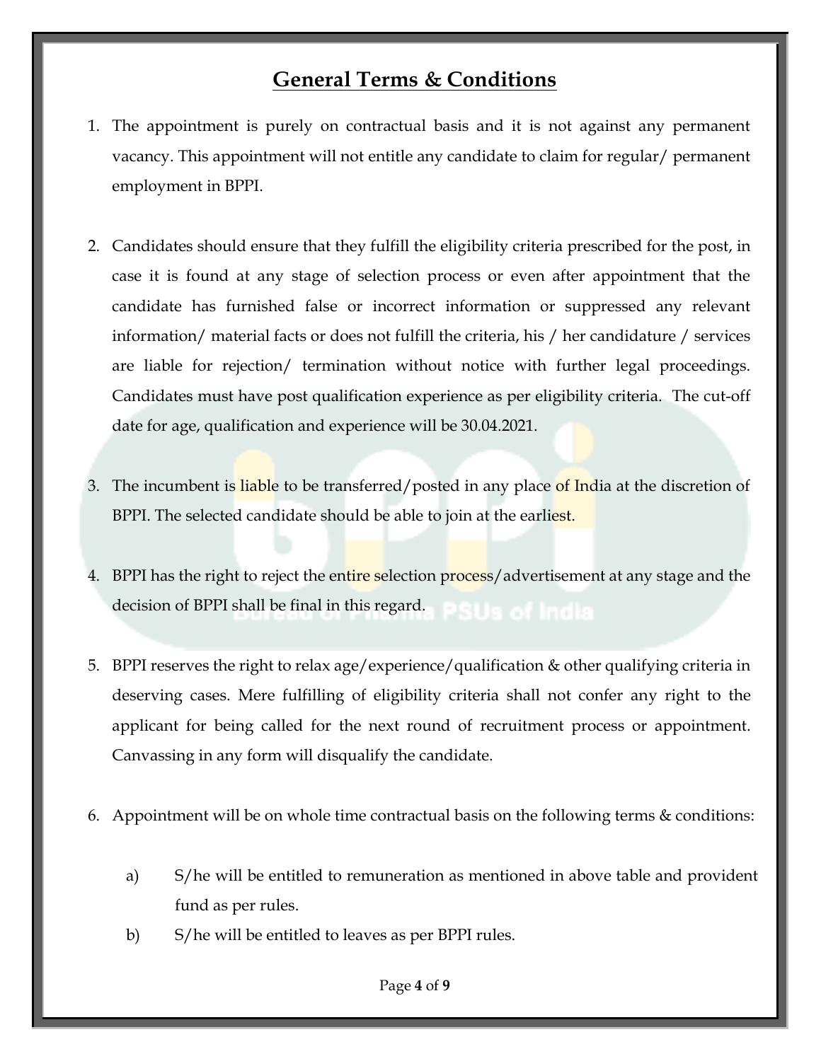## General Terms & Conditions

1. The appointment is purely on contractual basis and it is not against any permanent vacancy. This appointment will not entitle any candidate to claim for regular/ permanent employment in BPPI.

2. Candidates should ensure that they fulfill the eligibility criteria prescribed for the post, in case it is found at any stage of selection process or even after appointment that the candidate has furnished false or incorrect information or suppressed any relevant information/ material facts or does not fulfill the criteria, his / her candidature / services are liable for rejection/ termination without notice with further legal proceedings. Candidates must have post qualification experience as per eligibility criteria. The cut-off date for age, qualification and experience will be 30.04.2021.

3. The incumbent is liable to be transferred/posted in any place of India at the discretion of BPPI. The selected candidate should be able to join at the earliest.

4. BPPI has the right to reject the entire selection process/advertisement at any stage and the decision of BPPI shall be final in this regard.

5. BPPI reserves the right to relax age/experience/qualification & other qualifying criteria in deserving cases. Mere fulfilling of eligibility criteria shall not confer any right to the applicant for being called for the next round of recruitment process or appointment. Canvassing in any form will disqualify the candidate.

6. Appointment will be on whole time contractual basis on the following terms & conditions:

    a) S/he will be entitled to remuneration as mentioned in above table and provident fund as per rules.

    b) S/he will be entitled to leaves as per BPPI rules.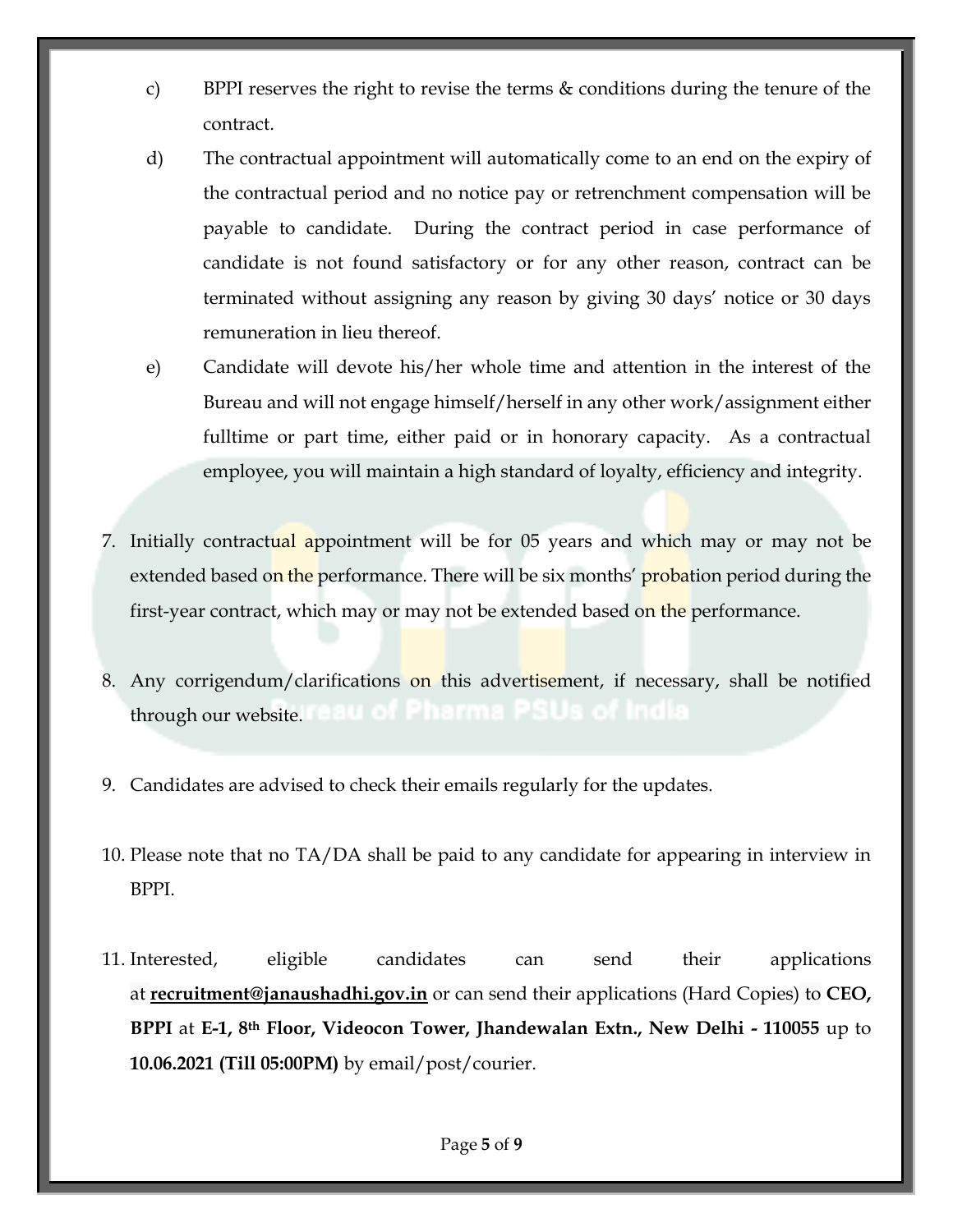c) BPPI reserves the right to revise the terms & conditions during the tenure of the contract.

d) The contractual appointment will automatically come to an end on the expiry of the contractual period and no notice pay or retrenchment compensation will be payable to candidate. During the contract period in case performance of candidate is not found satisfactory or for any other reason, contract can be terminated without assigning any reason by giving 30 days' notice or 30 days remuneration in lieu thereof.

e) Candidate will devote his/her whole time and attention in the interest of the Bureau and will not engage himself/herself in any other work/assignment either fulltime or part time, either paid or in honorary capacity. As a contractual employee, you will maintain a high standard of loyalty, efficiency and integrity.

7. Initially contractual appointment will be for 05 years and which may or may not be extended based on the performance. There will be six months' probation period during the first-year contract, which may or may not be extended based on the performance.

8. Any corrigendum/clarifications on this advertisement, if necessary, shall be notified through our website.

9. Candidates are advised to check their emails regularly for the updates.

10. Please note that no TA/DA shall be paid to any candidate for appearing in interview in BPPI.

11. Interested, eligible candidates can send their applications at **recruitment@janaushadhi.gov.in** or can send their applications (Hard Copies) to **CEO, BPPI** at **E-1, 8th Floor, Videocon Tower, Jhandewalan Extn., New Delhi - 110055** up to **10.06.2021 (Till 05:00PM)** by email/post/courier.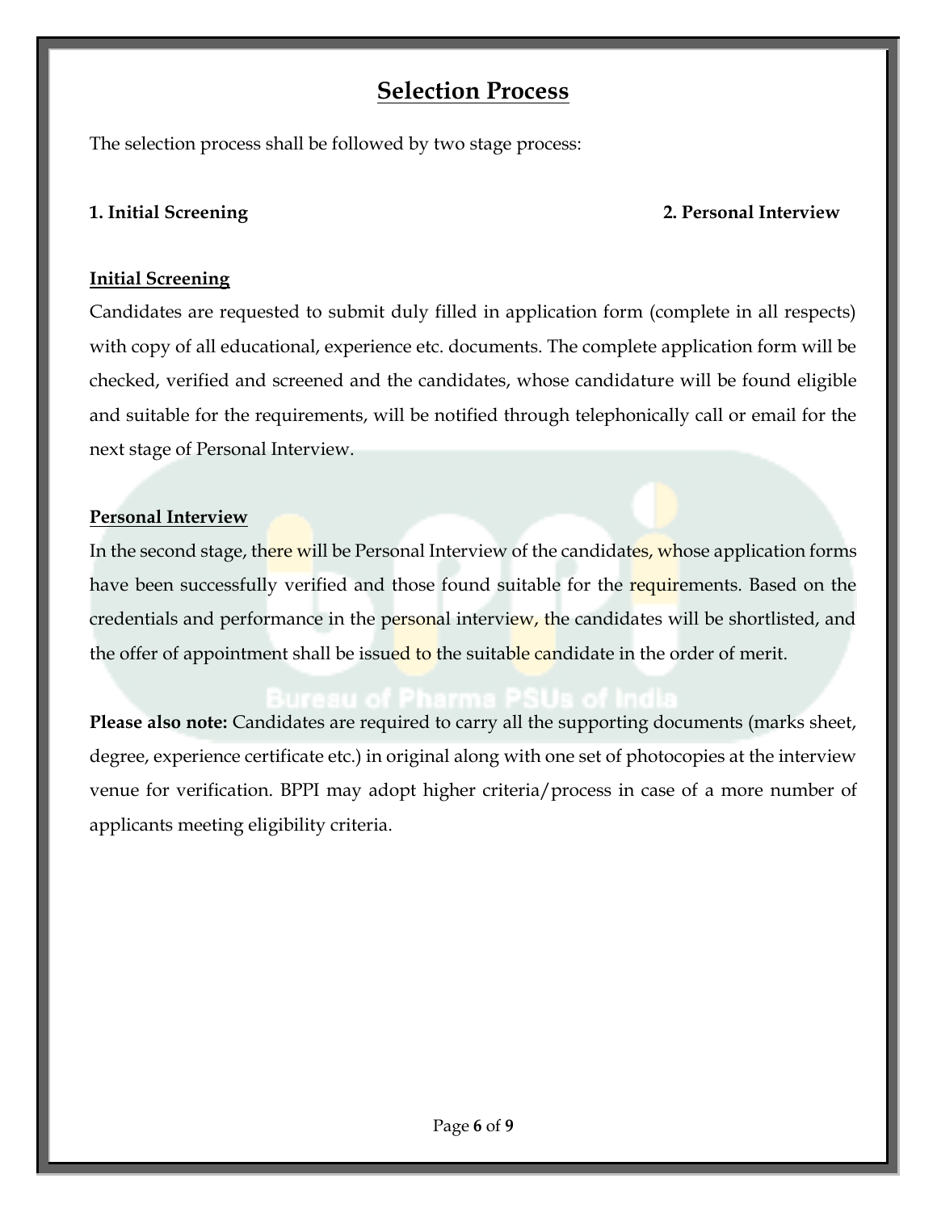# Selection Process

The selection process shall be followed by two stage process:

**1. Initial Screening** **2. Personal Interview**

**Initial Screening**

Candidates are requested to submit duly filled in application form (complete in all respects) with copy of all educational, experience etc. documents. The complete application form will be checked, verified and screened and the candidates, whose candidature will be found eligible and suitable for the requirements, will be notified through telephonically call or email for the next stage of Personal Interview.

**Personal Interview**

In the second stage, there will be Personal Interview of the candidates, whose application forms have been successfully verified and those found suitable for the requirements. Based on the credentials and performance in the personal interview, the candidates will be shortlisted, and the offer of appointment shall be issued to the suitable candidate in the order of merit.

**Please also note:** Candidates are required to carry all the supporting documents (marks sheet, degree, experience certificate etc.) in original along with one set of photocopies at the interview venue for verification. BPPI may adopt higher criteria/process in case of a more number of applicants meeting eligibility criteria.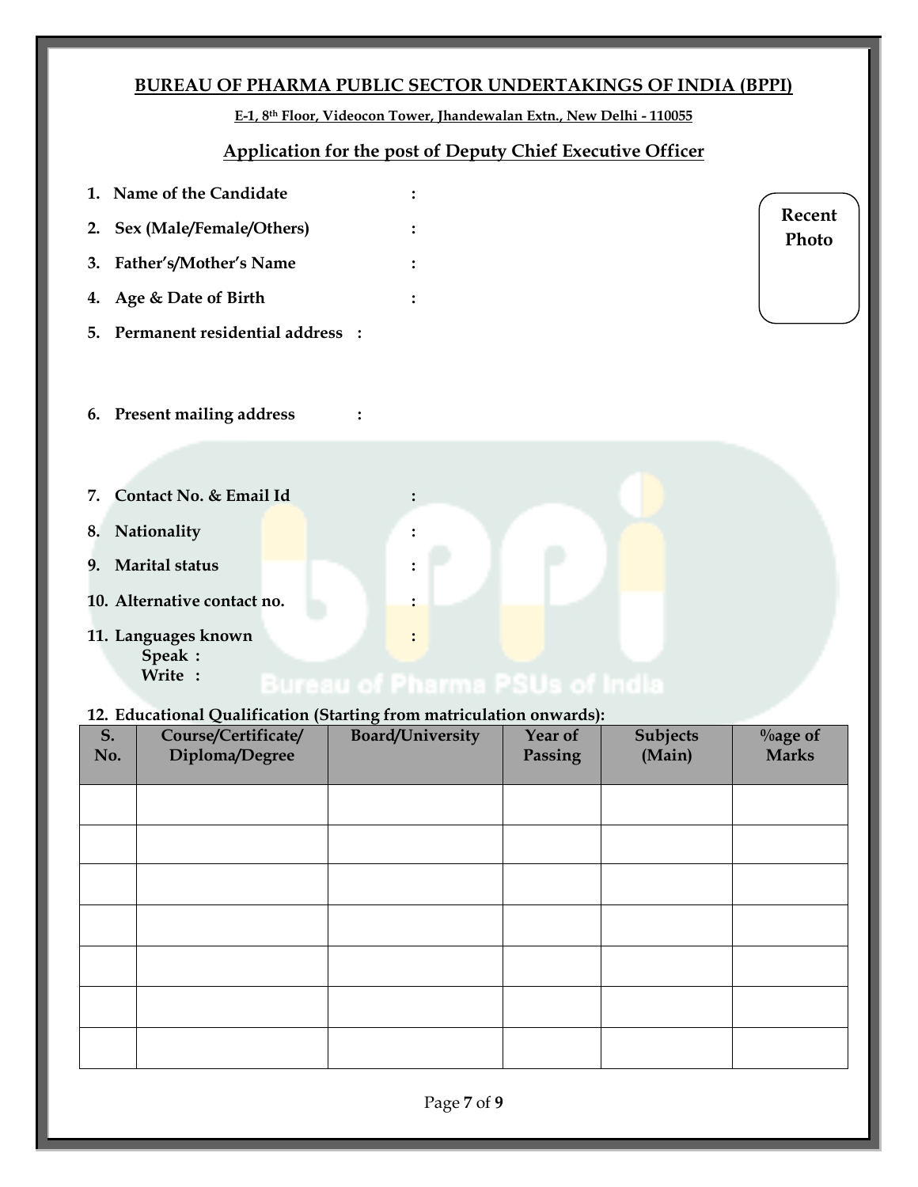## BUREAU OF PHARMA PUBLIC SECTOR UNDERTAKINGS OF INDIA (BPPI)

**E-1, 8th Floor, Videocon Tower, Jhandewalan Extn., New Delhi - 110055**

### Application for the post of Deputy Chief Executive Officer

**Recent Photo**

1. **Name of the Candidate** :
2. **Sex (Male/Female/Others)** :
3. **Father's/Mother's Name** :
4. **Age & Date of Birth** :
5. **Permanent residential address** :

6. **Present mailing address** :

7. **Contact No. & Email Id** :
8. **Nationality** :
9. **Marital status** :
10. **Alternative contact no.** :
11. **Languages known** :
    **Speak :**
    **Write :**

12. **Educational Qualification (Starting from matriculation onwards):**

| S. No. | Course/Certificate/ Diploma/Degree | Board/University | Year of Passing | Subjects (Main) | %age of Marks |
|---|---|---|---|---|---|
| | | | | | |
| | | | | | |
| | | | | | |
| | | | | | |
| | | | | | |
| | | | | | |
| | | | | | |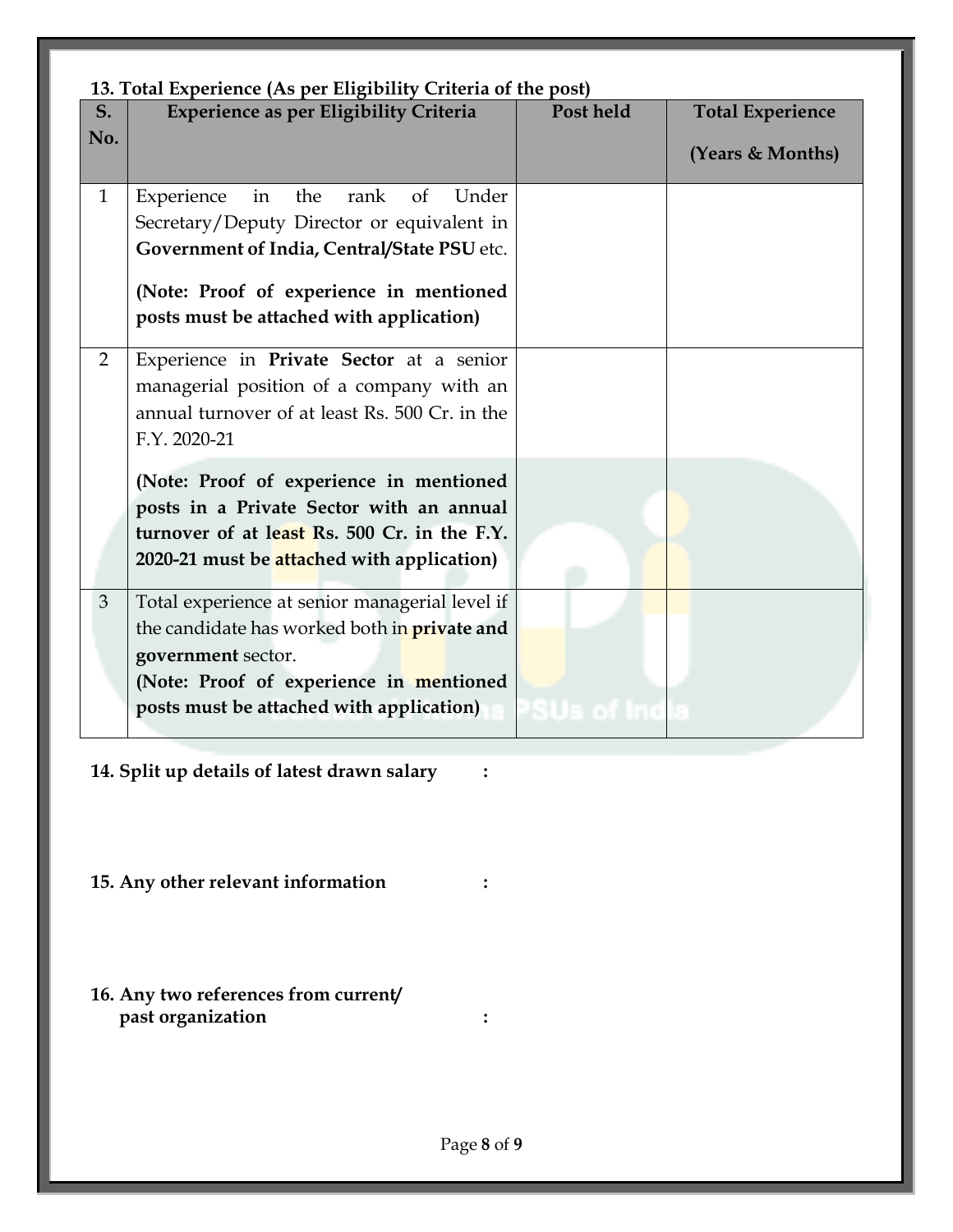**13. Total Experience (As per Eligibility Criteria of the post)**

| S. No. | Experience as per Eligibility Criteria | Post held | Total Experience (Years & Months) |
|---|---|---|---|
| 1 | Experience in the rank of Under Secretary/Deputy Director or equivalent in **Government of India, Central/State PSU** etc. **(Note: Proof of experience in mentioned posts must be attached with application)** | | |
| 2 | Experience in **Private Sector** at a senior managerial position of a company with an annual turnover of at least Rs. 500 Cr. in the F.Y. 2020-21 **(Note: Proof of experience in mentioned posts in a Private Sector with an annual turnover of at least Rs. 500 Cr. in the F.Y. 2020-21 must be attached with application)** | | |
| 3 | Total experience at senior managerial level if the candidate has worked both in **private and government** sector. **(Note: Proof of experience in mentioned posts must be attached with application)** | | |

**14. Split up details of latest drawn salary :**

**15. Any other relevant information :**

**16. Any two references from current/ past organization :**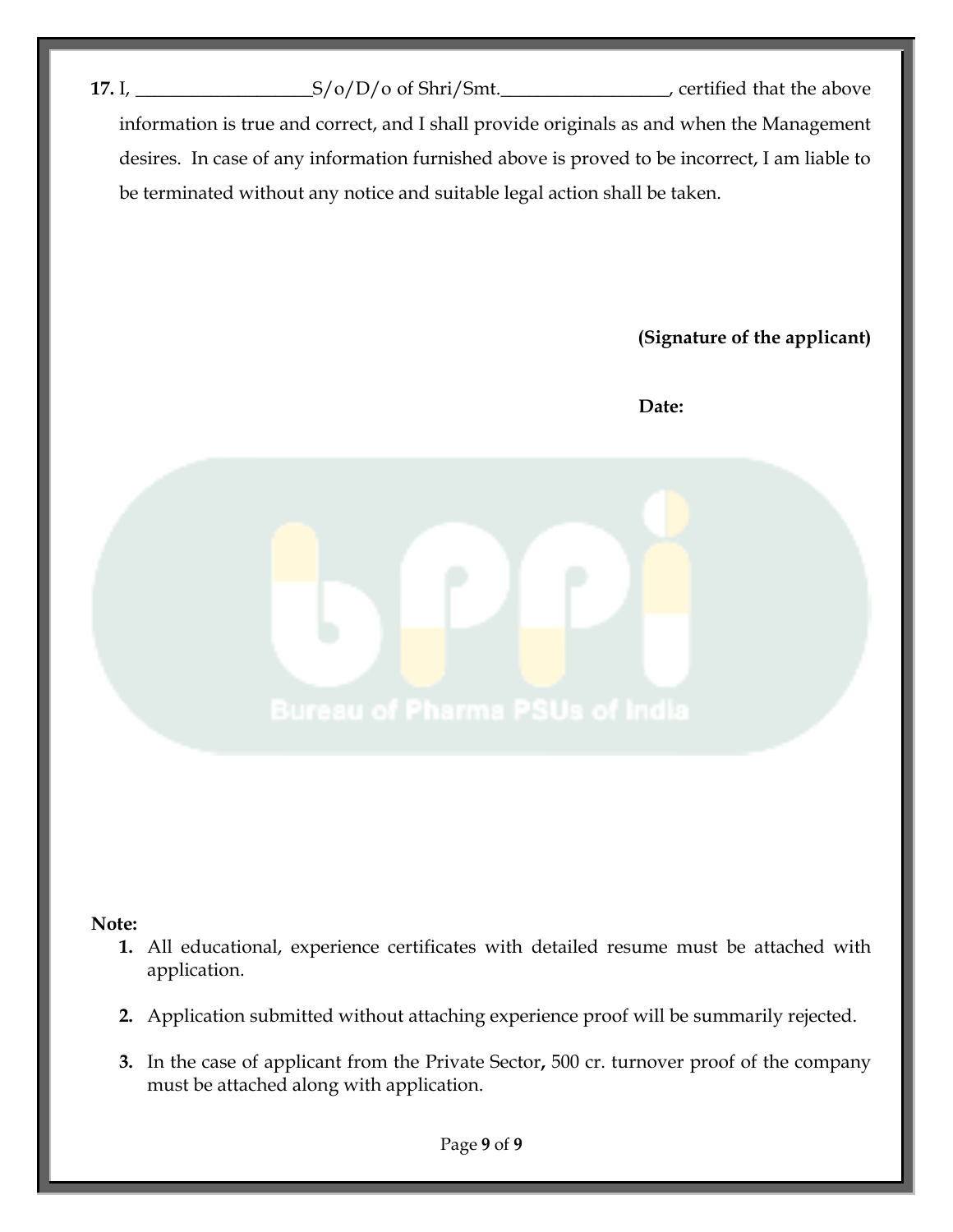**17.** I, __________________S/o/D/o of Shri/Smt.__________________, certified that the above information is true and correct, and I shall provide originals as and when the Management desires. In case of any information furnished above is proved to be incorrect, I am liable to be terminated without any notice and suitable legal action shall be taken.

**(Signature of the applicant)**

**Date:**

**Note:**

1. All educational, experience certificates with detailed resume must be attached with application.
2. Application submitted without attaching experience proof will be summarily rejected.
3. In the case of applicant from the Private Sector**,** 500 cr. turnover proof of the company must be attached along with application.